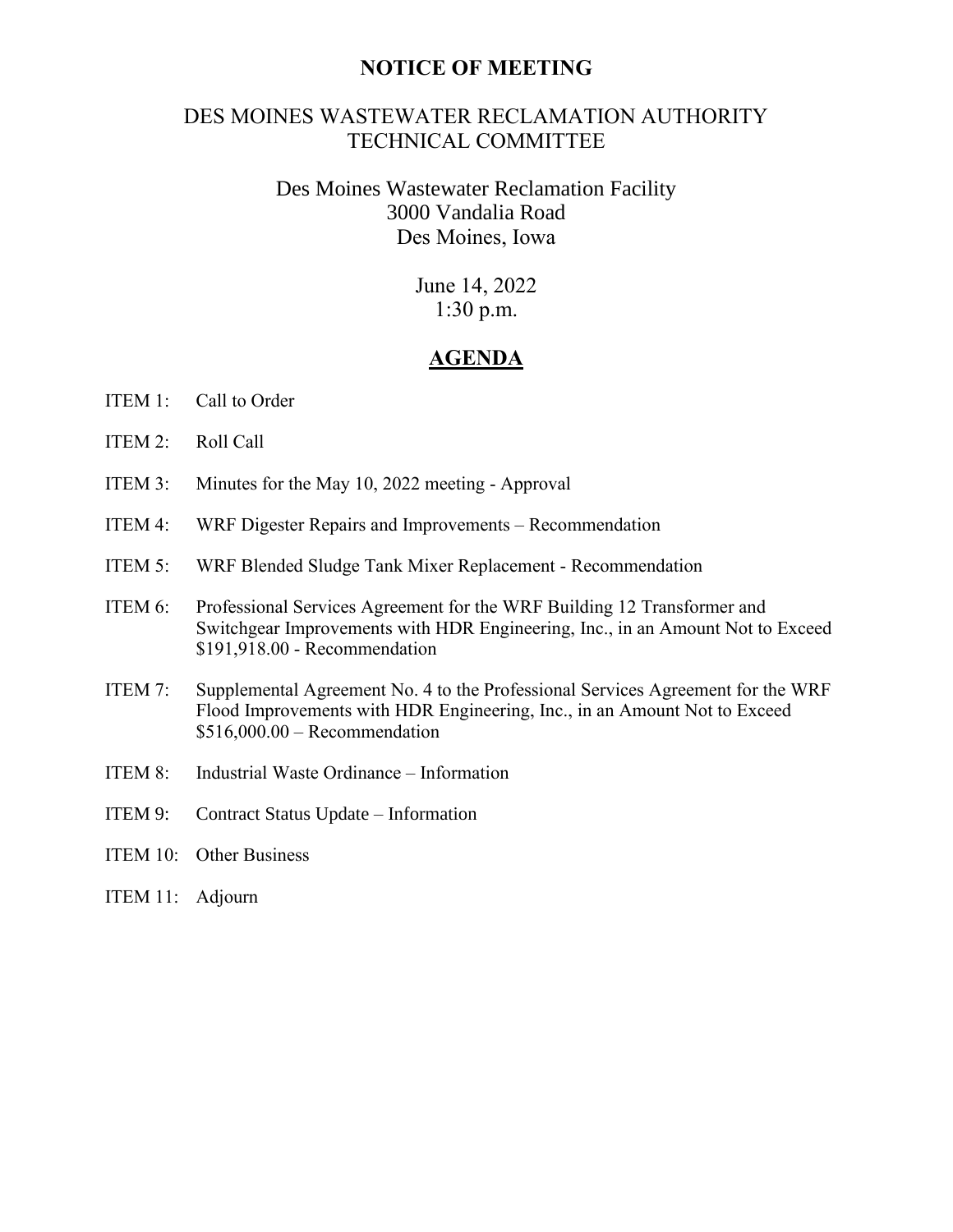# NOTICE OF MEETING

## DES MOINES WASTEWATER RECLAMATION AUTHORITY TECHNICAL COMMITTEE

Des Moines Wastewater Reclamation Facility
3000 Vandalia Road
Des Moines, Iowa

June 14, 2022
1:30 p.m.

## AGENDA

ITEM 1: Call to Order

ITEM 2: Roll Call

ITEM 3: Minutes for the May 10, 2022 meeting - Approval

ITEM 4: WRF Digester Repairs and Improvements – Recommendation

ITEM 5: WRF Blended Sludge Tank Mixer Replacement - Recommendation

ITEM 6: Professional Services Agreement for the WRF Building 12 Transformer and Switchgear Improvements with HDR Engineering, Inc., in an Amount Not to Exceed $191,918.00 - Recommendation

ITEM 7: Supplemental Agreement No. 4 to the Professional Services Agreement for the WRF Flood Improvements with HDR Engineering, Inc., in an Amount Not to Exceed $516,000.00 – Recommendation

ITEM 8: Industrial Waste Ordinance – Information

ITEM 9: Contract Status Update – Information

ITEM 10: Other Business

ITEM 11: Adjourn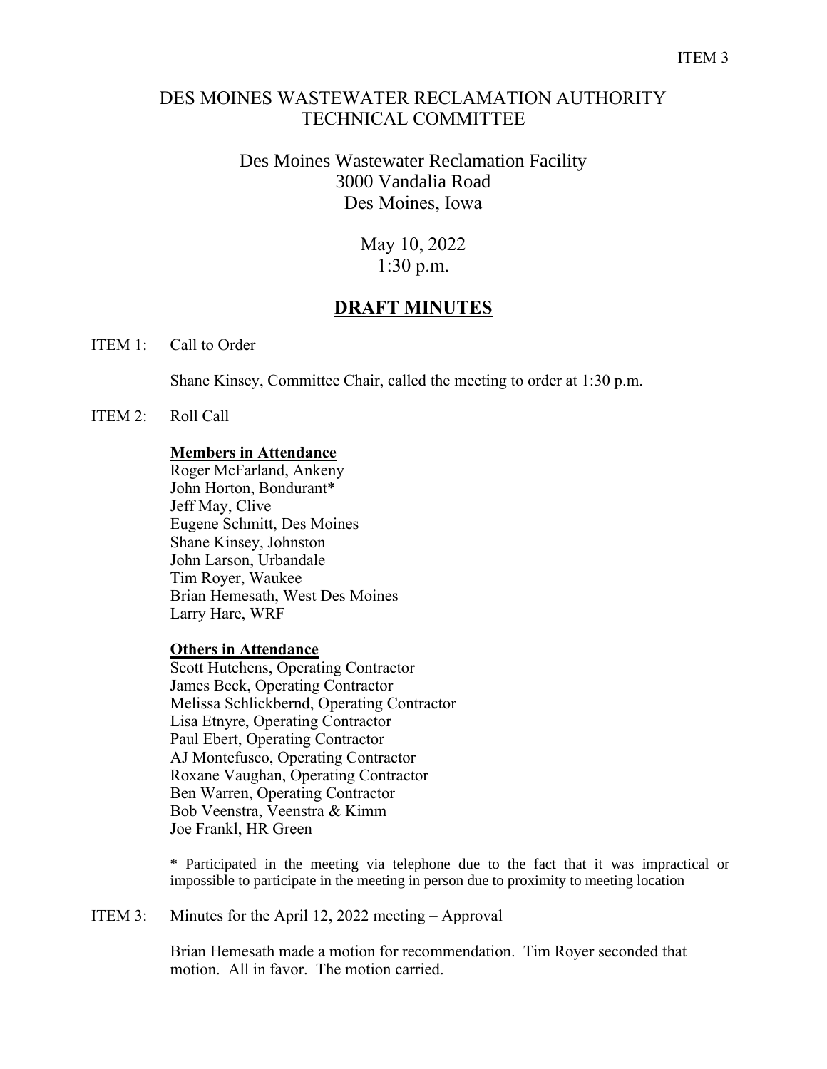ITEM 3

# DES MOINES WASTEWATER RECLAMATION AUTHORITY TECHNICAL COMMITTEE

Des Moines Wastewater Reclamation Facility
3000 Vandalia Road
Des Moines, Iowa

May 10, 2022
1:30 p.m.

## DRAFT MINUTES

ITEM 1: Call to Order

Shane Kinsey, Committee Chair, called the meeting to order at 1:30 p.m.

ITEM 2: Roll Call

**Members in Attendance**
Roger McFarland, Ankeny
John Horton, Bondurant*
Jeff May, Clive
Eugene Schmitt, Des Moines
Shane Kinsey, Johnston
John Larson, Urbandale
Tim Royer, Waukee
Brian Hemesath, West Des Moines
Larry Hare, WRF

**Others in Attendance**
Scott Hutchens, Operating Contractor
James Beck, Operating Contractor
Melissa Schlickbernd, Operating Contractor
Lisa Etnyre, Operating Contractor
Paul Ebert, Operating Contractor
AJ Montefusco, Operating Contractor
Roxane Vaughan, Operating Contractor
Ben Warren, Operating Contractor
Bob Veenstra, Veenstra & Kimm
Joe Frankl, HR Green

* Participated in the meeting via telephone due to the fact that it was impractical or impossible to participate in the meeting in person due to proximity to meeting location

ITEM 3: Minutes for the April 12, 2022 meeting – Approval

Brian Hemesath made a motion for recommendation. Tim Royer seconded that motion. All in favor. The motion carried.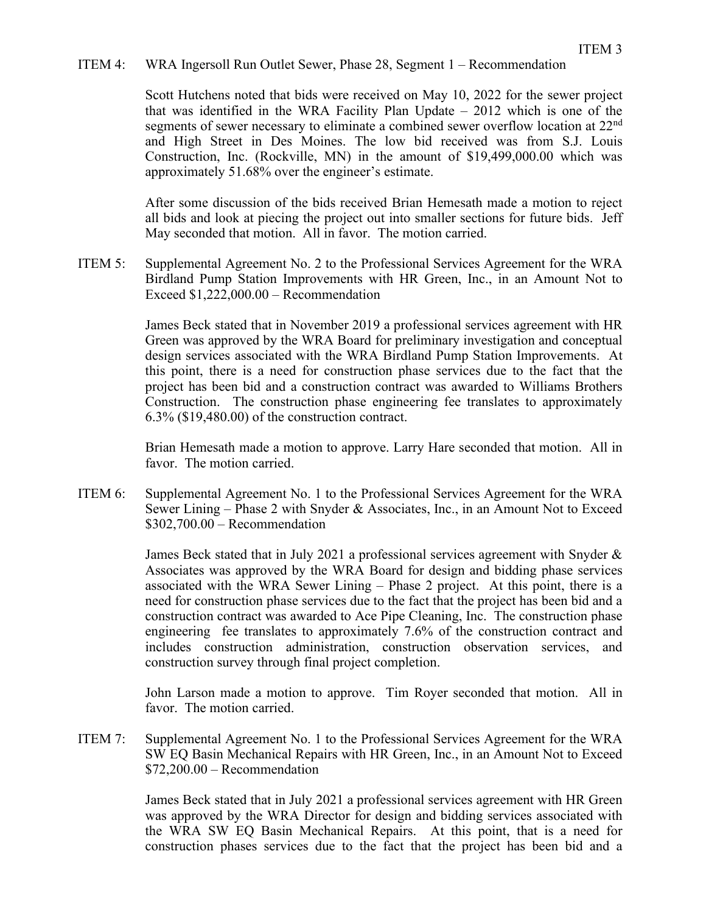ITEM 4: WRA Ingersoll Run Outlet Sewer, Phase 28, Segment 1 – Recommendation

Scott Hutchens noted that bids were received on May 10, 2022 for the sewer project that was identified in the WRA Facility Plan Update – 2012 which is one of the segments of sewer necessary to eliminate a combined sewer overflow location at 22nd and High Street in Des Moines. The low bid received was from S.J. Louis Construction, Inc. (Rockville, MN) in the amount of $19,499,000.00 which was approximately 51.68% over the engineer's estimate.

After some discussion of the bids received Brian Hemesath made a motion to reject all bids and look at piecing the project out into smaller sections for future bids. Jeff May seconded that motion. All in favor. The motion carried.

ITEM 5: Supplemental Agreement No. 2 to the Professional Services Agreement for the WRA Birdland Pump Station Improvements with HR Green, Inc., in an Amount Not to Exceed $1,222,000.00 – Recommendation

James Beck stated that in November 2019 a professional services agreement with HR Green was approved by the WRA Board for preliminary investigation and conceptual design services associated with the WRA Birdland Pump Station Improvements. At this point, there is a need for construction phase services due to the fact that the project has been bid and a construction contract was awarded to Williams Brothers Construction. The construction phase engineering fee translates to approximately 6.3% ($19,480.00) of the construction contract.

Brian Hemesath made a motion to approve. Larry Hare seconded that motion. All in favor. The motion carried.

ITEM 6: Supplemental Agreement No. 1 to the Professional Services Agreement for the WRA Sewer Lining – Phase 2 with Snyder & Associates, Inc., in an Amount Not to Exceed $302,700.00 – Recommendation

James Beck stated that in July 2021 a professional services agreement with Snyder & Associates was approved by the WRA Board for design and bidding phase services associated with the WRA Sewer Lining – Phase 2 project. At this point, there is a need for construction phase services due to the fact that the project has been bid and a construction contract was awarded to Ace Pipe Cleaning, Inc. The construction phase engineering fee translates to approximately 7.6% of the construction contract and includes construction administration, construction observation services, and construction survey through final project completion.

John Larson made a motion to approve. Tim Royer seconded that motion. All in favor. The motion carried.

ITEM 7: Supplemental Agreement No. 1 to the Professional Services Agreement for the WRA SW EQ Basin Mechanical Repairs with HR Green, Inc., in an Amount Not to Exceed $72,200.00 – Recommendation

James Beck stated that in July 2021 a professional services agreement with HR Green was approved by the WRA Director for design and bidding services associated with the WRA SW EQ Basin Mechanical Repairs. At this point, that is a need for construction phases services due to the fact that the project has been bid and a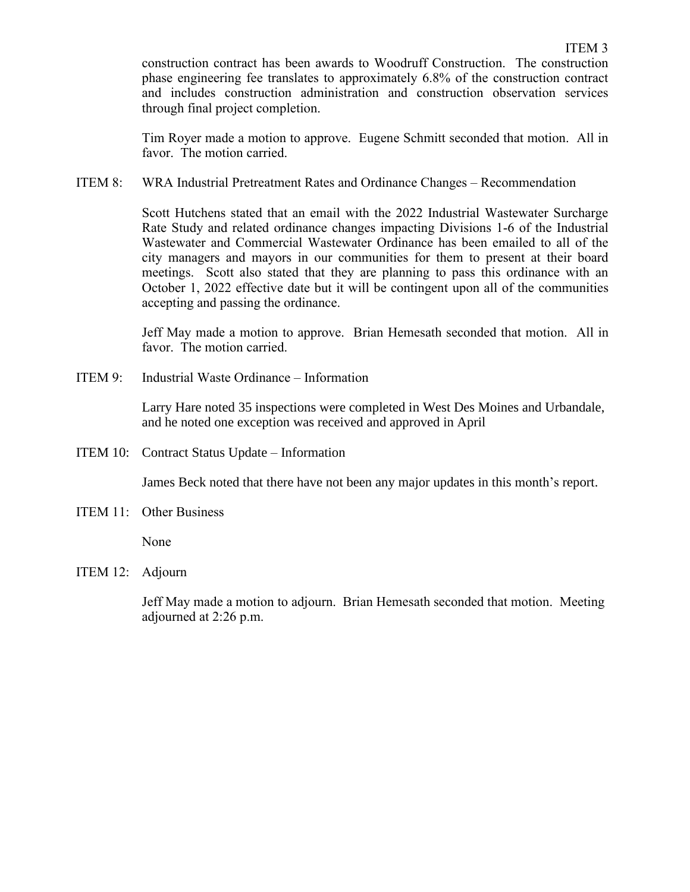construction contract has been awards to Woodruff Construction. The construction phase engineering fee translates to approximately 6.8% of the construction contract and includes construction administration and construction observation services through final project completion.

Tim Royer made a motion to approve. Eugene Schmitt seconded that motion. All in favor. The motion carried.

ITEM 8: WRA Industrial Pretreatment Rates and Ordinance Changes – Recommendation

Scott Hutchens stated that an email with the 2022 Industrial Wastewater Surcharge Rate Study and related ordinance changes impacting Divisions 1-6 of the Industrial Wastewater and Commercial Wastewater Ordinance has been emailed to all of the city managers and mayors in our communities for them to present at their board meetings. Scott also stated that they are planning to pass this ordinance with an October 1, 2022 effective date but it will be contingent upon all of the communities accepting and passing the ordinance.

Jeff May made a motion to approve. Brian Hemesath seconded that motion. All in favor. The motion carried.

ITEM 9: Industrial Waste Ordinance – Information

Larry Hare noted 35 inspections were completed in West Des Moines and Urbandale, and he noted one exception was received and approved in April

ITEM 10: Contract Status Update – Information

James Beck noted that there have not been any major updates in this month's report.

ITEM 11: Other Business

None

ITEM 12: Adjourn

Jeff May made a motion to adjourn. Brian Hemesath seconded that motion. Meeting adjourned at 2:26 p.m.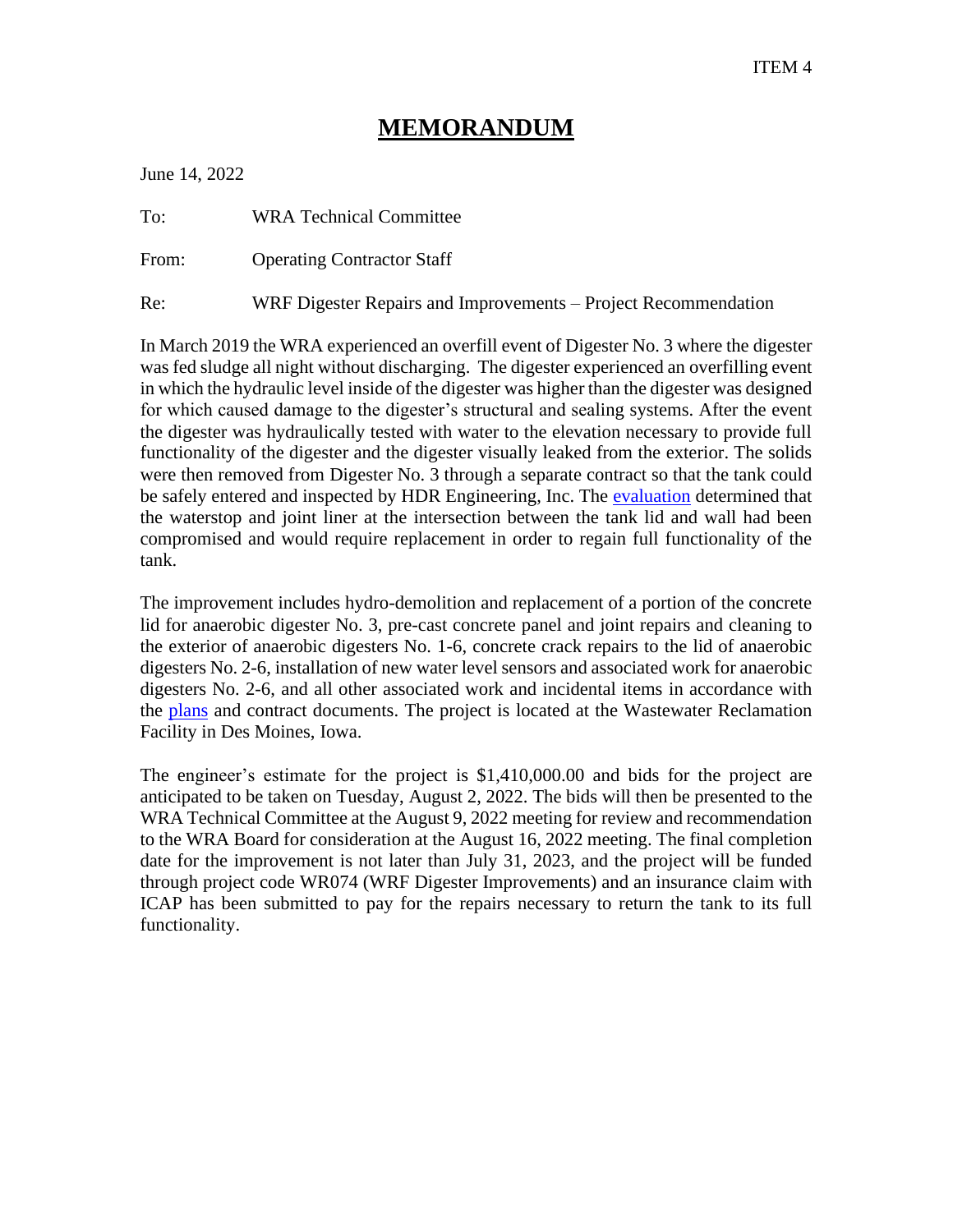ITEM 4

# MEMORANDUM

June 14, 2022

To: WRA Technical Committee

From: Operating Contractor Staff

Re: WRF Digester Repairs and Improvements – Project Recommendation

In March 2019 the WRA experienced an overfill event of Digester No. 3 where the digester was fed sludge all night without discharging. The digester experienced an overfilling event in which the hydraulic level inside of the digester was higher than the digester was designed for which caused damage to the digester's structural and sealing systems. After the event the digester was hydraulically tested with water to the elevation necessary to provide full functionality of the digester and the digester visually leaked from the exterior. The solids were then removed from Digester No. 3 through a separate contract so that the tank could be safely entered and inspected by HDR Engineering, Inc. The evaluation determined that the waterstop and joint liner at the intersection between the tank lid and wall had been compromised and would require replacement in order to regain full functionality of the tank.

The improvement includes hydro-demolition and replacement of a portion of the concrete lid for anaerobic digester No. 3, pre-cast concrete panel and joint repairs and cleaning to the exterior of anaerobic digesters No. 1-6, concrete crack repairs to the lid of anaerobic digesters No. 2-6, installation of new water level sensors and associated work for anaerobic digesters No. 2-6, and all other associated work and incidental items in accordance with the plans and contract documents. The project is located at the Wastewater Reclamation Facility in Des Moines, Iowa.

The engineer's estimate for the project is $1,410,000.00 and bids for the project are anticipated to be taken on Tuesday, August 2, 2022. The bids will then be presented to the WRA Technical Committee at the August 9, 2022 meeting for review and recommendation to the WRA Board for consideration at the August 16, 2022 meeting. The final completion date for the improvement is not later than July 31, 2023, and the project will be funded through project code WR074 (WRF Digester Improvements) and an insurance claim with ICAP has been submitted to pay for the repairs necessary to return the tank to its full functionality.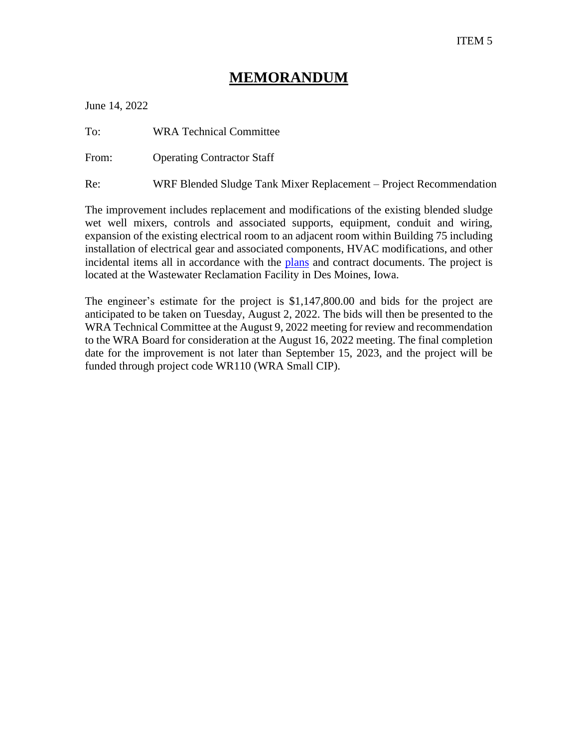ITEM 5

# MEMORANDUM

June 14, 2022

To: WRA Technical Committee

From: Operating Contractor Staff

Re: WRF Blended Sludge Tank Mixer Replacement – Project Recommendation

The improvement includes replacement and modifications of the existing blended sludge wet well mixers, controls and associated supports, equipment, conduit and wiring, expansion of the existing electrical room to an adjacent room within Building 75 including installation of electrical gear and associated components, HVAC modifications, and other incidental items all in accordance with the plans and contract documents. The project is located at the Wastewater Reclamation Facility in Des Moines, Iowa.

The engineer's estimate for the project is $1,147,800.00 and bids for the project are anticipated to be taken on Tuesday, August 2, 2022. The bids will then be presented to the WRA Technical Committee at the August 9, 2022 meeting for review and recommendation to the WRA Board for consideration at the August 16, 2022 meeting. The final completion date for the improvement is not later than September 15, 2023, and the project will be funded through project code WR110 (WRA Small CIP).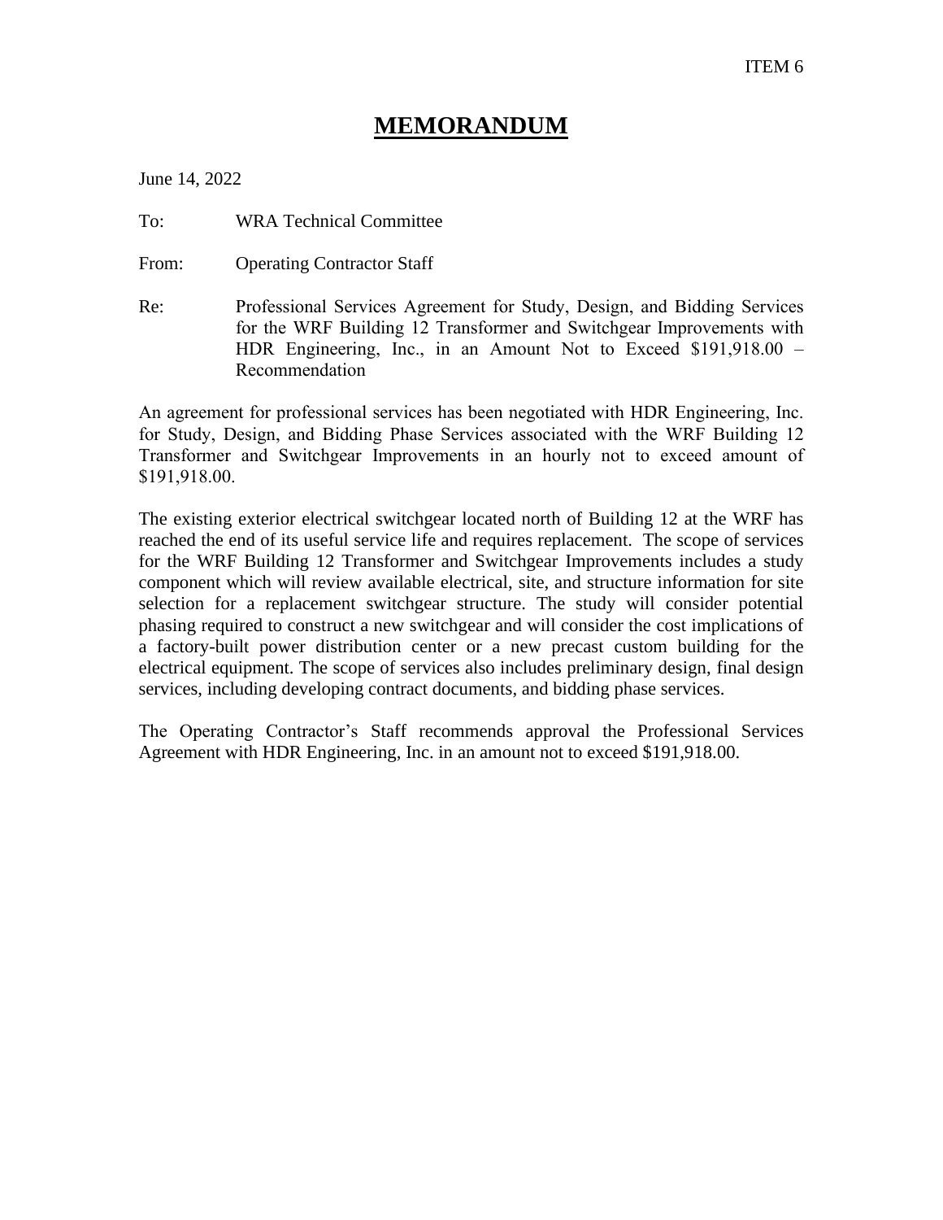ITEM 6

# MEMORANDUM

June 14, 2022

To: WRA Technical Committee

From: Operating Contractor Staff

Re: Professional Services Agreement for Study, Design, and Bidding Services for the WRF Building 12 Transformer and Switchgear Improvements with HDR Engineering, Inc., in an Amount Not to Exceed $191,918.00 – Recommendation

An agreement for professional services has been negotiated with HDR Engineering, Inc. for Study, Design, and Bidding Phase Services associated with the WRF Building 12 Transformer and Switchgear Improvements in an hourly not to exceed amount of $191,918.00.

The existing exterior electrical switchgear located north of Building 12 at the WRF has reached the end of its useful service life and requires replacement. The scope of services for the WRF Building 12 Transformer and Switchgear Improvements includes a study component which will review available electrical, site, and structure information for site selection for a replacement switchgear structure. The study will consider potential phasing required to construct a new switchgear and will consider the cost implications of a factory-built power distribution center or a new precast custom building for the electrical equipment. The scope of services also includes preliminary design, final design services, including developing contract documents, and bidding phase services.

The Operating Contractor's Staff recommends approval the Professional Services Agreement with HDR Engineering, Inc. in an amount not to exceed $191,918.00.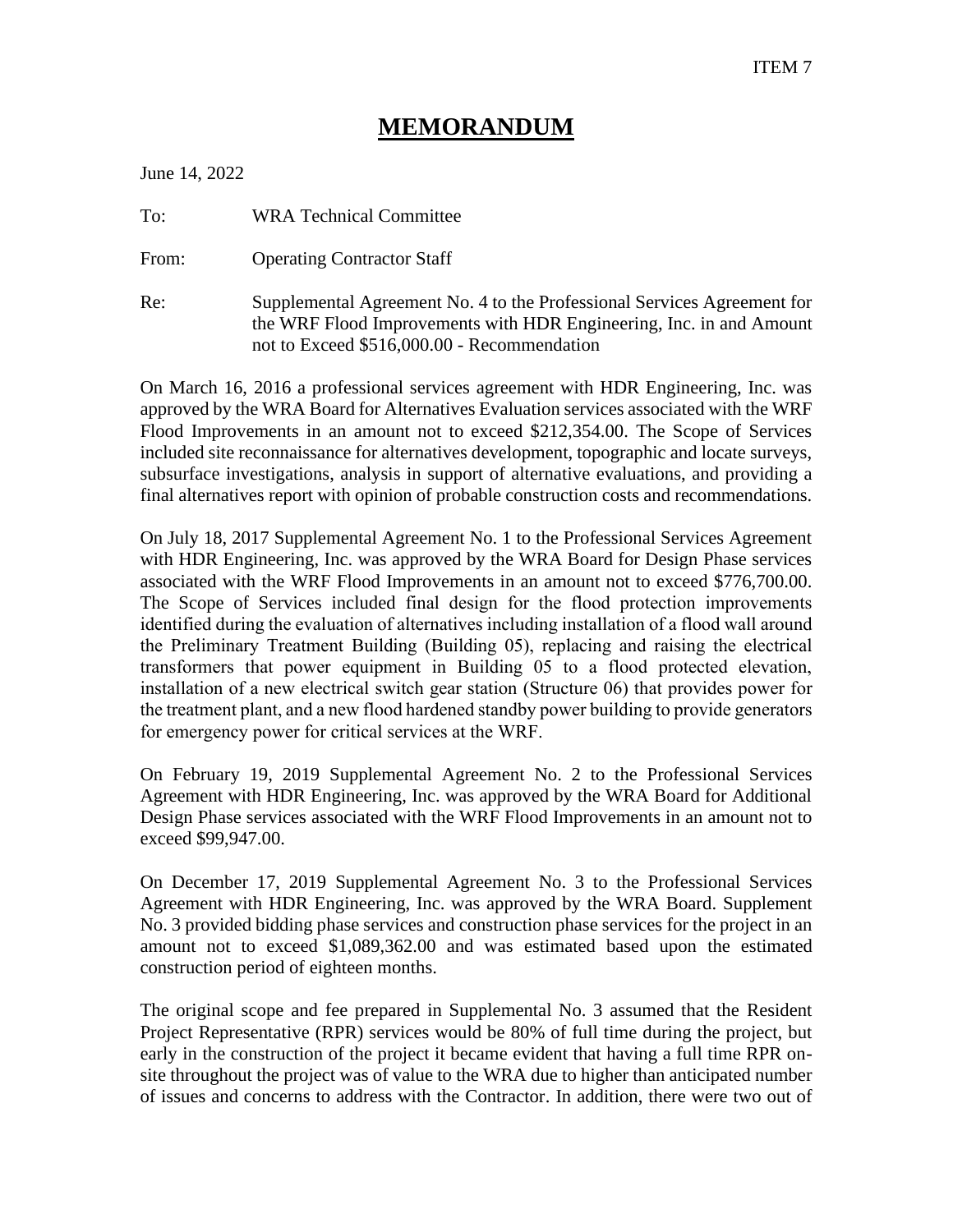ITEM 7

# MEMORANDUM

June 14, 2022

To: WRA Technical Committee

From: Operating Contractor Staff

Re: Supplemental Agreement No. 4 to the Professional Services Agreement for the WRF Flood Improvements with HDR Engineering, Inc. in and Amount not to Exceed $516,000.00 - Recommendation

On March 16, 2016 a professional services agreement with HDR Engineering, Inc. was approved by the WRA Board for Alternatives Evaluation services associated with the WRF Flood Improvements in an amount not to exceed $212,354.00. The Scope of Services included site reconnaissance for alternatives development, topographic and locate surveys, subsurface investigations, analysis in support of alternative evaluations, and providing a final alternatives report with opinion of probable construction costs and recommendations.

On July 18, 2017 Supplemental Agreement No. 1 to the Professional Services Agreement with HDR Engineering, Inc. was approved by the WRA Board for Design Phase services associated with the WRF Flood Improvements in an amount not to exceed $776,700.00. The Scope of Services included final design for the flood protection improvements identified during the evaluation of alternatives including installation of a flood wall around the Preliminary Treatment Building (Building 05), replacing and raising the electrical transformers that power equipment in Building 05 to a flood protected elevation, installation of a new electrical switch gear station (Structure 06) that provides power for the treatment plant, and a new flood hardened standby power building to provide generators for emergency power for critical services at the WRF.

On February 19, 2019 Supplemental Agreement No. 2 to the Professional Services Agreement with HDR Engineering, Inc. was approved by the WRA Board for Additional Design Phase services associated with the WRF Flood Improvements in an amount not to exceed $99,947.00.

On December 17, 2019 Supplemental Agreement No. 3 to the Professional Services Agreement with HDR Engineering, Inc. was approved by the WRA Board. Supplement No. 3 provided bidding phase services and construction phase services for the project in an amount not to exceed $1,089,362.00 and was estimated based upon the estimated construction period of eighteen months.

The original scope and fee prepared in Supplemental No. 3 assumed that the Resident Project Representative (RPR) services would be 80% of full time during the project, but early in the construction of the project it became evident that having a full time RPR on-site throughout the project was of value to the WRA due to higher than anticipated number of issues and concerns to address with the Contractor. In addition, there were two out of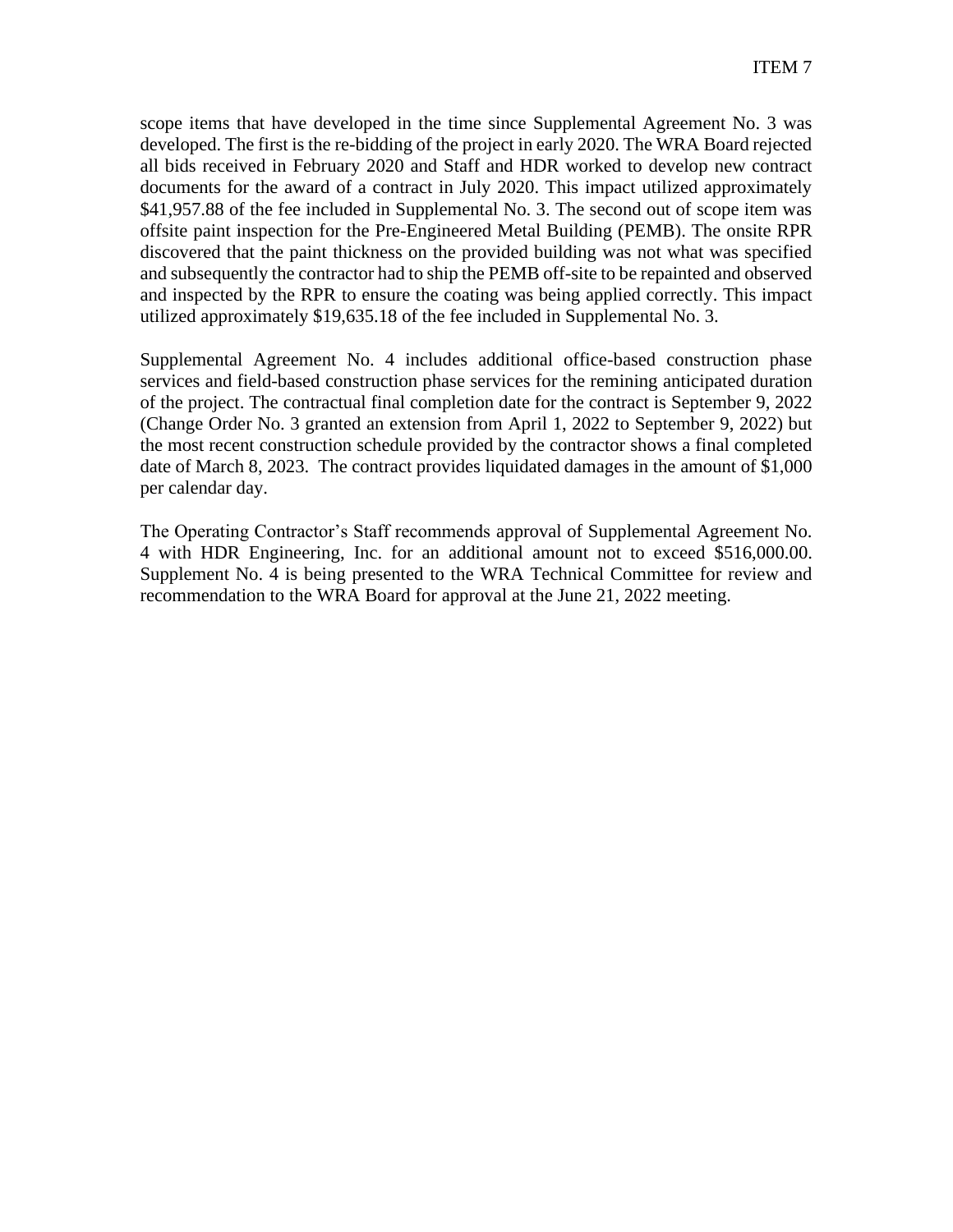scope items that have developed in the time since Supplemental Agreement No. 3 was developed. The first is the re-bidding of the project in early 2020. The WRA Board rejected all bids received in February 2020 and Staff and HDR worked to develop new contract documents for the award of a contract in July 2020. This impact utilized approximately $41,957.88 of the fee included in Supplemental No. 3. The second out of scope item was offsite paint inspection for the Pre-Engineered Metal Building (PEMB). The onsite RPR discovered that the paint thickness on the provided building was not what was specified and subsequently the contractor had to ship the PEMB off-site to be repainted and observed and inspected by the RPR to ensure the coating was being applied correctly. This impact utilized approximately $19,635.18 of the fee included in Supplemental No. 3.

Supplemental Agreement No. 4 includes additional office-based construction phase services and field-based construction phase services for the remining anticipated duration of the project. The contractual final completion date for the contract is September 9, 2022 (Change Order No. 3 granted an extension from April 1, 2022 to September 9, 2022) but the most recent construction schedule provided by the contractor shows a final completed date of March 8, 2023. The contract provides liquidated damages in the amount of $1,000 per calendar day.

The Operating Contractor's Staff recommends approval of Supplemental Agreement No. 4 with HDR Engineering, Inc. for an additional amount not to exceed $516,000.00. Supplement No. 4 is being presented to the WRA Technical Committee for review and recommendation to the WRA Board for approval at the June 21, 2022 meeting.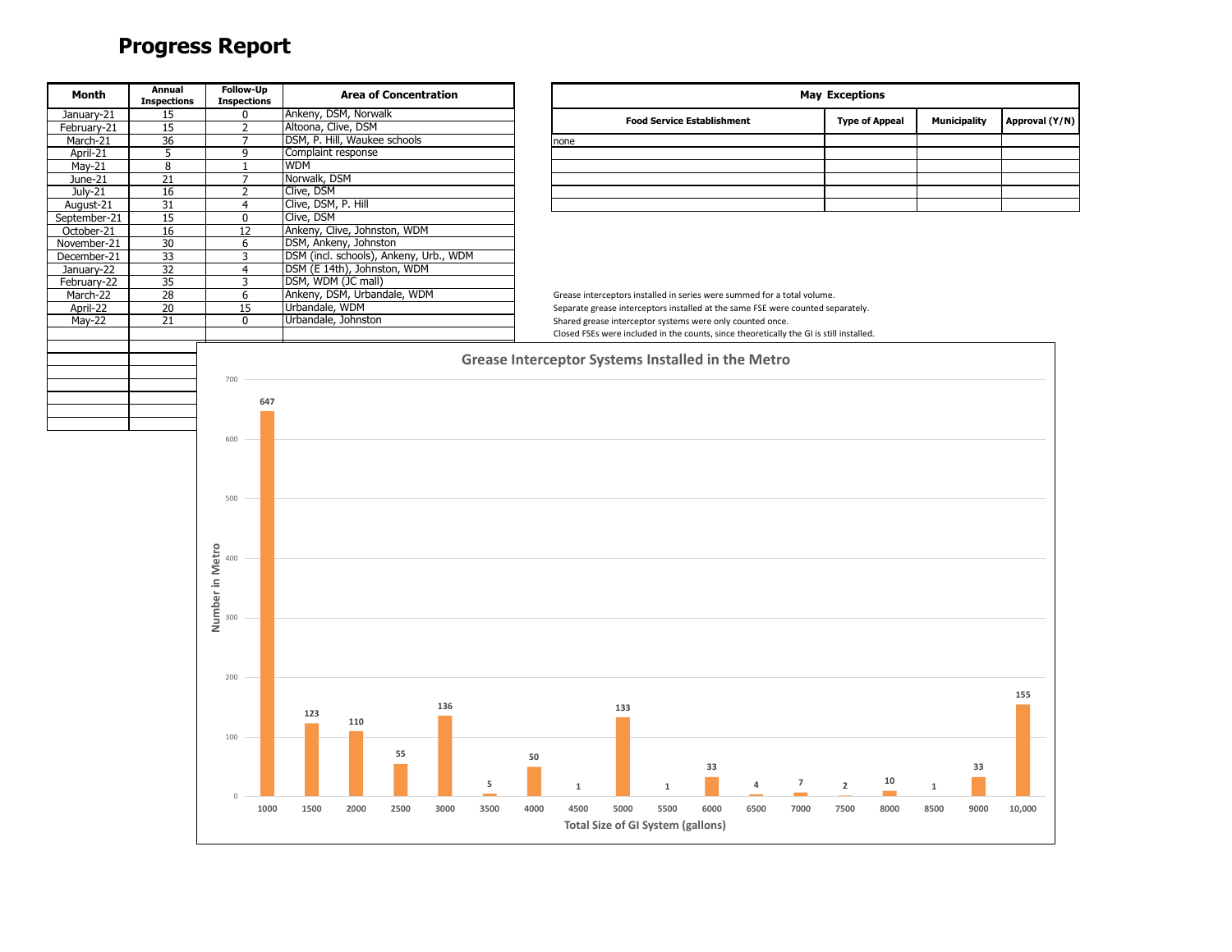# Progress Report

| Month | Annual Inspections | Follow-Up Inspections | Area of Concentration |
|---|---|---|---|
| January-21 | 15 | 0 | Ankeny, DSM, Norwalk |
| February-21 | 15 | 2 | Altoona, Clive, DSM |
| March-21 | 36 | 7 | DSM, P. Hill, Waukee schools |
| April-21 | 5 | 9 | Complaint response |
| May-21 | 8 | 1 | WDM |
| June-21 | 21 | 7 | Norwalk, DSM |
| July-21 | 16 | 2 | Clive, DSM |
| August-21 | 31 | 4 | Clive, DSM, P. Hill |
| September-21 | 15 | 0 | Clive, DSM |
| October-21 | 16 | 12 | Ankeny, Clive, Johnston, WDM |
| November-21 | 30 | 6 | DSM, Ankeny, Johnston |
| December-21 | 33 | 3 | DSM (incl. schools), Ankeny, Urb., WDM |
| January-22 | 32 | 4 | DSM (E 14th), Johnston, WDM |
| February-22 | 35 | 3 | DSM, WDM (JC mall) |
| March-22 | 28 | 6 | Ankeny, DSM, Urbandale, WDM |
| April-22 | 20 | 15 | Urbandale, WDM |
| May-22 | 21 | 0 | Urbandale, Johnston |

| May Exceptions | | | |
|---|---|---|---|
| **Food Service Establishment** | **Type of Appeal** | **Municipality** | **Approval (Y/N)** |
| none | | | |

Grease interceptors installed in series were summed for a total volume.
Separate grease interceptors installed at the same FSE were counted separately.
Shared grease interceptor systems were only counted once.
Closed FSEs were included in the counts, since theoretically the GI is still installed.

**Grease Interceptor Systems Installed in the Metro**

| Total Size of GI System (gallons) | Number in Metro |
|---|---|
| 1000 | 647 |
| 1500 | 123 |
| 2000 | 110 |
| 2500 | 55 |
| 3000 | 136 |
| 3500 | 5 |
| 4000 | 50 |
| 4500 | 1 |
| 5000 | 133 |
| 5500 | 1 |
| 6000 | 33 |
| 6500 | 4 |
| 7000 | 7 |
| 7500 | 2 |
| 8000 | 10 |
| 8500 | 1 |
| 9000 | 33 |
| 10,000 | 155 |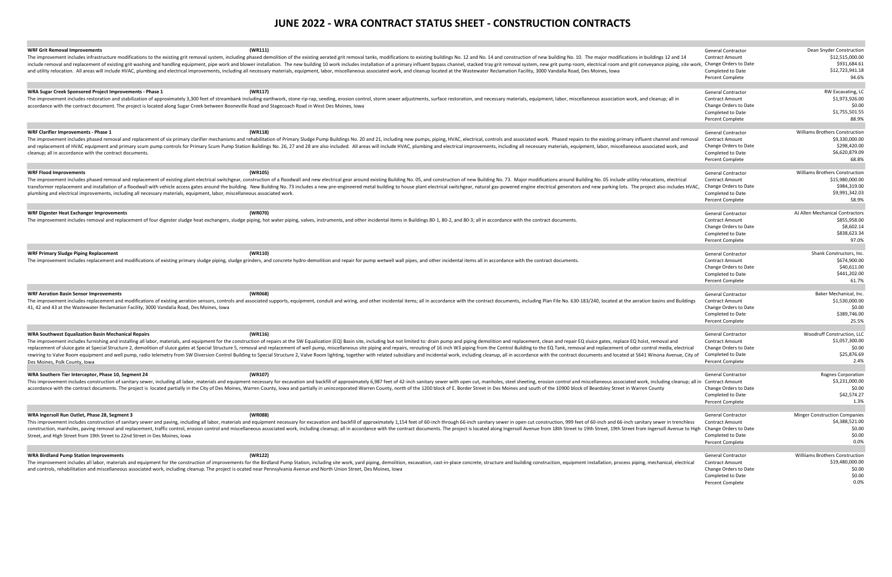# JUNE 2022 - WRA CONTRACT STATUS SHEET - CONSTRUCTION CONTRACTS

**WRF Grit Removal Improvements** **(WR111)**

The improvement includes infrastructure modifications to the existing grit removal system, including phased demolition of the existing aerated grit removal tanks, modifications to existing buildings No. 12 and No. 14 and construction of new building No. 10. The major modifications in buildings 12 and 14 include removal and replacement of existing grit washing and handling equipment, pipe work and blower installation. The new building 10 work includes installation of a primary influent bypass channel, stacked tray grit removal system, new grit pump room, electrical room and grit conveyance piping, site work, and utility relocation. All areas will include HVAC, plumbing and electrical improvements, including all necessary materials, equipment, labor, miscellaneous associated work, and cleanup located at the Wastewater Reclamation Facility, 3000 Vandalia Road, Des Moines, Iowa

| | |
|---|---|
| General Contractor | Dean Snyder Construction |
| Contract Amount | $12,515,000.00 |
| Change Orders to Date | $931,684.61 |
| Completed to Date | $12,723,941.18 |
| Percent Complete | 94.6% |

**WRA Sugar Creek Sponsored Project Improvements - Phase 1** **(WR117)**

The improvement includes restoration and stabilization of approximately 3,300 feet of streambank including earthwork, stone rip-rap, seeding, erosion control, storm sewer adjustments, surface restoration, and necessary materials, equipment, labor, miscellaneous association work, and cleanup; all in accordance with the contract document. The project is located along Sugar Creek between Booneville Road and Stagecoach Road in West Des Moines, Iowa

| | |
|---|---|
| General Contractor | RW Excavating, LC |
| Contract Amount | $1,973,926.00 |
| Change Orders to Date | $0.00 |
| Completed to Date | $1,755,501.55 |
| Percent Complete | 88.9% |

**WRF Clarifier Improvements - Phase 1** **(WR118)**

The improvement includes phased removal and replacement of six primary clarifier mechanisms and rehabilitation of Primary Sludge Pump Buildings No. 20 and 21, including new pumps, piping, HVAC, electrical, controls and associated work. Phased repairs to the existing primary influent channel and removal and replacement of HVAC equipment and primary scum pump controls for Primary Scum Pump Station Buildings No. 26, 27 and 28 are also included. All areas will include HVAC, plumbing and electrical improvements, including all necessary materials, equipment, labor, miscellaneous associated work, and cleanup; all in accordance with the contract documents.

| | |
|---|---|
| General Contractor | Williams Brothers Construction |
| Contract Amount | $9,330,000.00 |
| Change Orders to Date | $298,420.00 |
| Completed to Date | $6,620,879.09 |
| Percent Complete | 68.8% |

**WRF Flood Improvements** **(WR105)**

The improvement includes phased removal and replacement of existing plant electrical switchgear, construction of a floodwall and new electrical gear around existing Building No. 05, and construction of new Building No. 73. Major modifications around Building No. 05 include utility relocations, electrical transformer replacement and installation of a floodwall with vehicle access gates around the building. New Building No. 73 includes a new pre-engineered metal building to house plant electrical switchgear, natural gas-powered engine electrical generators and new parking lots. The project also includes HVAC, plumbing and electrical improvements, including all necessary materials, equipment, labor, miscellaneous associated work.

| | |
|---|---|
| General Contractor | Williams Brothers Construction |
| Contract Amount | $15,980,000.00 |
| Change Orders to Date | $984,319.00 |
| Completed to Date | $9,991,342.03 |
| Percent Complete | 58.9% |

**WRF Digester Heat Exchanger Improvements** **(WR070)**

The improvement includes removal and replacement of four digester sludge heat exchangers, sludge piping, hot water piping, valves, instruments, and other incidental items in Buildings 80-1, 80-2, and 80-3; all in accordance with the contract documents.

| | |
|---|---|
| General Contractor | AJ Allen Mechanical Contractors |
| Contract Amount | $855,958.00 |
| Change Orders to Date | $8,602.14 |
| Completed to Date | $838,623.34 |
| Percent Complete | 97.0% |

**WRF Primary Sludge Piping Replacement** **(WR110)**

The improvement includes replacement and modifications of existing primary sludge piping, sludge grinders, and concrete hydro-demolition and repair for pump wetwell wall pipes, and other incidental items all in accordance with the contract documents.

| | |
|---|---|
| General Contractor | Shank Constructors, Inc. |
| Contract Amount | $674,900.00 |
| Change Orders to Date | $40,611.00 |
| Completed to Date | $441,202.00 |
| Percent Complete | 61.7% |

**WRF Aeration Basin Sensor Improvements** **(WR068)**

The improvement includes replacement and modifications of existing aeration sensors, controls and associated supports, equipment, conduit and wiring, and other incidental items; all in accordance with the contract documents, including Plan File No. 630-183/240, located at the aeration basins and Buildings 41, 42 and 43 at the Wastewater Reclamation Facility, 3000 Vandalia Road, Des Moines, Iowa

| | |
|---|---|
| General Contractor | Baker Mechanical, Inc. |
| Contract Amount | $1,530,000.00 |
| Change Orders to Date | $0.00 |
| Completed to Date | $389,746.00 |
| Percent Complete | 25.5% |

**WRA Southwest Equalization Basin Mechanical Repairs** **(WR116)**

The improvement includes furnishing and installing all labor, materials, and equipment for the construction of repairs at the SW Equalization (EQ) Basin site, including but not limited to: drain pump and piping demolition and replacement, clean and repair EQ sluice gates, replace EQ hoist, removal and replacement of sluice gate at Special Structure 2, demolition of sluice gates at Special Structure 5, removal and replacement of well pump, miscellaneous site piping and repairs, rerouting of 16 inch W3 piping from the Control Building to the EQ Tank, removal and replacement of odor control media, electrical rewiring to Valve Room equipment and well pump, radio telemetry from SW Diversion Control Building to Special Structure 2, Valve Room lighting, together with related subsidiary and incidental work, including cleanup, all in accordance with the contract documents and located at 5641 Winona Avenue, City of Des Moines, Polk County, Iowa

| | |
|---|---|
| General Contractor | Woodruff Construction, LLC |
| Contract Amount | $1,057,300.00 |
| Change Orders to Date | $0.00 |
| Completed to Date | $25,876.69 |
| Percent Complete | 2.4% |

**WRA Southern Tier Interceptor, Phase 10, Segment 24** **(WR107)**

This improvement includes construction of sanitary sewer, including all labor, materials and equipment necessary for excavation and backfill of approximately 6,987 feet of 42-inch sanitary sewer with open cut, manholes, steel sheeting, erosion control and miscellaneous associated work, including cleanup; all in accordance with the contract documents. The project is located partially in the City of Des Moines, Warren County, Iowa and partially in unincorporated Warren County, north of the 1200 block of E. Border Street in Des Moines and south of the 10900 block of Beardsley Street in Warren County

| | |
|---|---|
| General Contractor | Rognes Corporation |
| Contract Amount | $3,231,000.00 |
| Change Orders to Date | $0.00 |
| Completed to Date | $42,574.27 |
| Percent Complete | 1.3% |

**WRA Ingersoll Run Outlet, Phase 28, Segment 3** **(WR088)**

This improvement includes construction of sanitary sewer and paving, including all labor, materials and equipment necessary for excavation and backfill of approximately 1,154 feet of 60-inch through 66-inch sanitary sewer in open cut construction, 999 feet of 60-inch and 66-inch sanitary sewer in trenchless construction, manholes, paving removal and replacement, traffic control, erosion control and miscellaneous associated work, including cleanup; all in accordance with the contract documents. The project is located along Ingersoll Avenue from 18th Street to 19th Street, 19th Street from Ingersoll Avenue to High Street, and High Street from 19th Street to 22nd Street in Des Moines, Iowa

| | |
|---|---|
| General Contractor | Minger Construction Companies |
| Contract Amount | $4,388,521.00 |
| Change Orders to Date | $0.00 |
| Completed to Date | $0.00 |
| Percent Complete | 0.0% |

**WRA Birdland Pump Station Improvements** **(WR122)**

The improvement includes all labor, materials and equipment for the construction of improvements for the Birdland Pump Station, including site work, yard piping, demolition, excavation, cast-in-place concrete, structure and building construction, equipment installation, process piping, mechanical, electrical and controls, rehabilitation and miscellaneous associated work, including cleanup. The project is ocated near Pennsylvania Avenue and North Union Street, Des Moines, Iowa

| | |
|---|---|
| General Contractor | Williams Brothers Construction |
| Contract Amount | $19,480,000.00 |
| Change Orders to Date | $0.00 |
| Completed to Date | $0.00 |
| Percent Complete | 0.0% |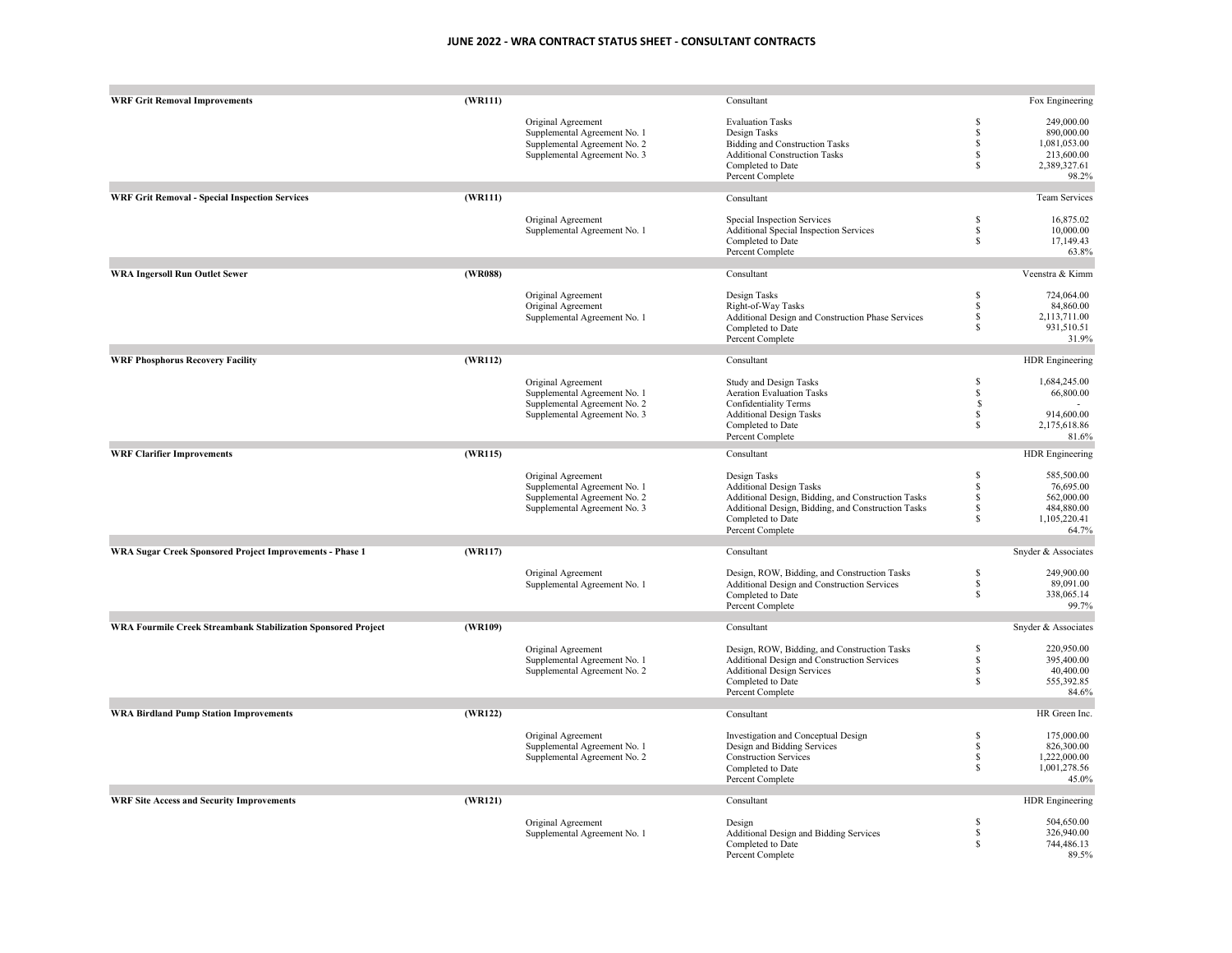# JUNE 2022 - WRA CONTRACT STATUS SHEET - CONSULTANT CONTRACTS

| Project | Project No. | Agreement | Description | | Amount |
|---|---|---|---|---|---|
| **WRF Grit Removal Improvements** | **(WR111)** | | Consultant | | Fox Engineering |
| | | Original Agreement | Evaluation Tasks | $ | 249,000.00 |
| | | Supplemental Agreement No. 1 | Design Tasks | $ | 890,000.00 |
| | | Supplemental Agreement No. 2 | Bidding and Construction Tasks | $ | 1,081,053.00 |
| | | Supplemental Agreement No. 3 | Additional Construction Tasks | $ | 213,600.00 |
| | | | Completed to Date | $ | 2,389,327.61 |
| | | | Percent Complete | | 98.2% |
| **WRF Grit Removal - Special Inspection Services** | **(WR111)** | | Consultant | | Team Services |
| | | Original Agreement | Special Inspection Services | $ | 16,875.02 |
| | | Supplemental Agreement No. 1 | Additional Special Inspection Services | $ | 10,000.00 |
| | | | Completed to Date | $ | 17,149.43 |
| | | | Percent Complete | | 63.8% |
| **WRA Ingersoll Run Outlet Sewer** | **(WR088)** | | Consultant | | Veenstra & Kimm |
| | | Original Agreement | Design Tasks | $ | 724,064.00 |
| | | Original Agreement | Right-of-Way Tasks | $ | 84,860.00 |
| | | Supplemental Agreement No. 1 | Additional Design and Construction Phase Services | $ | 2,113,711.00 |
| | | | Completed to Date | $ | 931,510.51 |
| | | | Percent Complete | | 31.9% |
| **WRF Phosphorus Recovery Facility** | **(WR112)** | | Consultant | | HDR Engineering |
| | | Original Agreement | Study and Design Tasks | $ | 1,684,245.00 |
| | | Supplemental Agreement No. 1 | Aeration Evaluation Tasks | $ | 66,800.00 |
| | | Supplemental Agreement No. 2 | Confidentiality Terms | $ | - |
| | | Supplemental Agreement No. 3 | Additional Design Tasks | $ | 914,600.00 |
| | | | Completed to Date | $ | 2,175,618.86 |
| | | | Percent Complete | | 81.6% |
| **WRF Clarifier Improvements** | **(WR115)** | | Consultant | | HDR Engineering |
| | | Original Agreement | Design Tasks | $ | 585,500.00 |
| | | Supplemental Agreement No. 1 | Additional Design Tasks | $ | 76,695.00 |
| | | Supplemental Agreement No. 2 | Additional Design, Bidding, and Construction Tasks | $ | 562,000.00 |
| | | Supplemental Agreement No. 3 | Additional Design, Bidding, and Construction Tasks | $ | 484,880.00 |
| | | | Completed to Date | $ | 1,105,220.41 |
| | | | Percent Complete | | 64.7% |
| **WRA Sugar Creek Sponsored Project Improvements - Phase 1** | **(WR117)** | | Consultant | | Snyder & Associates |
| | | Original Agreement | Design, ROW, Bidding, and Construction Tasks | $ | 249,900.00 |
| | | Supplemental Agreement No. 1 | Additional Design and Construction Services | $ | 89,091.00 |
| | | | Completed to Date | $ | 338,065.14 |
| | | | Percent Complete | | 99.7% |
| **WRA Fourmile Creek Streambank Stabilization Sponsored Project** | **(WR109)** | | Consultant | | Snyder & Associates |
| | | Original Agreement | Design, ROW, Bidding, and Construction Tasks | $ | 220,950.00 |
| | | Supplemental Agreement No. 1 | Additional Design and Construction Services | $ | 395,400.00 |
| | | Supplemental Agreement No. 2 | Additional Design Services | $ | 40,400.00 |
| | | | Completed to Date | $ | 555,392.85 |
| | | | Percent Complete | | 84.6% |
| **WRA Birdland Pump Station Improvements** | **(WR122)** | | Consultant | | HR Green Inc. |
| | | Original Agreement | Investigation and Conceptual Design | $ | 175,000.00 |
| | | Supplemental Agreement No. 1 | Design and Bidding Services | $ | 826,300.00 |
| | | Supplemental Agreement No. 2 | Construction Services | $ | 1,222,000.00 |
| | | | Completed to Date | $ | 1,001,278.56 |
| | | | Percent Complete | | 45.0% |
| **WRF Site Access and Security Improvements** | **(WR121)** | | Consultant | | HDR Engineering |
| | | Original Agreement | Design | $ | 504,650.00 |
| | | Supplemental Agreement No. 1 | Additional Design and Bidding Services | $ | 326,940.00 |
| | | | Completed to Date | $ | 744,486.13 |
| | | | Percent Complete | | 89.5% |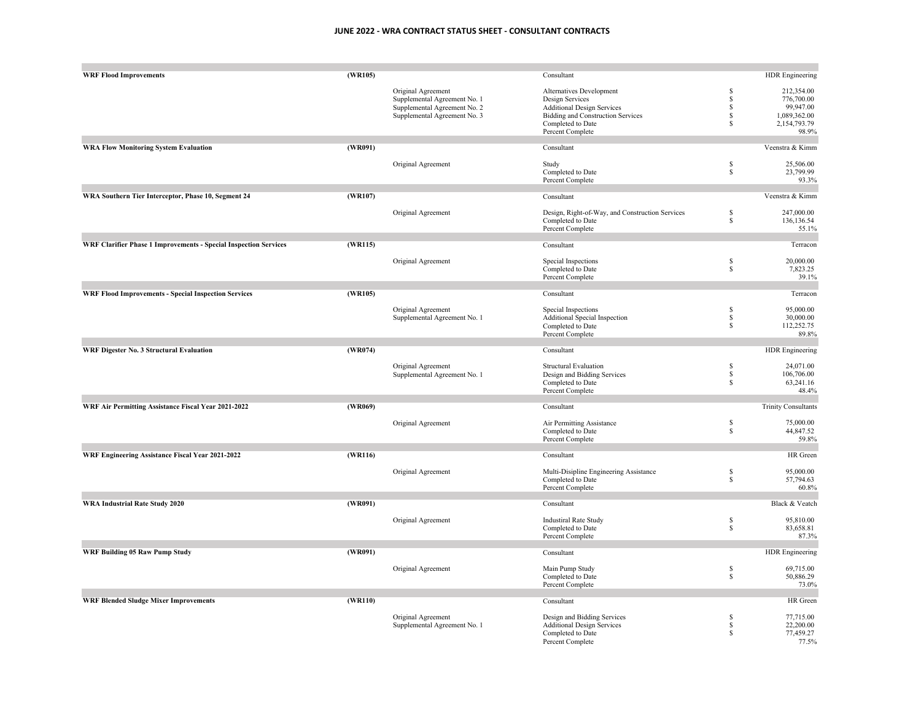# JUNE 2022 - WRA CONTRACT STATUS SHEET - CONSULTANT CONTRACTS

| Project | Code | Agreement | Description | | Amount |
|---|---|---|---|---|---|
| **WRF Flood Improvements** | **(WR105)** | | Consultant | | HDR Engineering |
| | | Original Agreement | Alternatives Development | $ | 212,354.00 |
| | | Supplemental Agreement No. 1 | Design Services | $ | 776,700.00 |
| | | Supplemental Agreement No. 2 | Additional Design Services | $ | 99,947.00 |
| | | Supplemental Agreement No. 3 | Bidding and Construction Services | $ | 1,089,362.00 |
| | | | Completed to Date | $ | 2,154,793.79 |
| | | | Percent Complete | | 98.9% |
| **WRA Flow Monitoring System Evaluation** | **(WR091)** | | Consultant | | Veenstra & Kimm |
| | | Original Agreement | Study | $ | 25,506.00 |
| | | | Completed to Date | $ | 23,799.99 |
| | | | Percent Complete | | 93.3% |
| **WRA Southern Tier Interceptor, Phase 10, Segment 24** | **(WR107)** | | Consultant | | Veenstra & Kimm |
| | | Original Agreement | Design, Right-of-Way, and Construction Services | $ | 247,000.00 |
| | | | Completed to Date | $ | 136,136.54 |
| | | | Percent Complete | | 55.1% |
| **WRF Clarifier Phase 1 Improvements - Special Inspection Services** | **(WR115)** | | Consultant | | Terracon |
| | | Original Agreement | Special Inspections | $ | 20,000.00 |
| | | | Completed to Date | $ | 7,823.25 |
| | | | Percent Complete | | 39.1% |
| **WRF Flood Improvements - Special Inspection Services** | **(WR105)** | | Consultant | | Terracon |
| | | Original Agreement | Special Inspections | $ | 95,000.00 |
| | | Supplemental Agreement No. 1 | Additional Special Inspection | $ | 30,000.00 |
| | | | Completed to Date | $ | 112,252.75 |
| | | | Percent Complete | | 89.8% |
| **WRF Digester No. 3 Structural Evaluation** | **(WR074)** | | Consultant | | HDR Engineering |
| | | Original Agreement | Structural Evaluation | $ | 24,071.00 |
| | | Supplemental Agreement No. 1 | Design and Bidding Services | $ | 106,706.00 |
| | | | Completed to Date | $ | 63,241.16 |
| | | | Percent Complete | | 48.4% |
| **WRF Air Permitting Assistance Fiscal Year 2021-2022** | **(WR069)** | | Consultant | | Trinity Consultants |
| | | Original Agreement | Air Permitting Assistance | $ | 75,000.00 |
| | | | Completed to Date | $ | 44,847.52 |
| | | | Percent Complete | | 59.8% |
| **WRF Engineering Assistance Fiscal Year 2021-2022** | **(WR116)** | | Consultant | | HR Green |
| | | Original Agreement | Multi-Disipline Engineering Assistance | $ | 95,000.00 |
| | | | Completed to Date | $ | 57,794.63 |
| | | | Percent Complete | | 60.8% |
| **WRA Industrial Rate Study 2020** | **(WR091)** | | Consultant | | Black & Veatch |
| | | Original Agreement | Industiral Rate Study | $ | 95,810.00 |
| | | | Completed to Date | $ | 83,658.81 |
| | | | Percent Complete | | 87.3% |
| **WRF Building 05 Raw Pump Study** | **(WR091)** | | Consultant | | HDR Engineering |
| | | Original Agreement | Main Pump Study | $ | 69,715.00 |
| | | | Completed to Date | $ | 50,886.29 |
| | | | Percent Complete | | 73.0% |
| **WRF Blended Sludge Mixer Improvements** | **(WR110)** | | Consultant | | HR Green |
| | | Original Agreement | Design and Bidding Services | $ | 77,715.00 |
| | | Supplemental Agreement No. 1 | Additional Design Services | $ | 22,200.00 |
| | | | Completed to Date | $ | 77,459.27 |
| | | | Percent Complete | | 77.5% |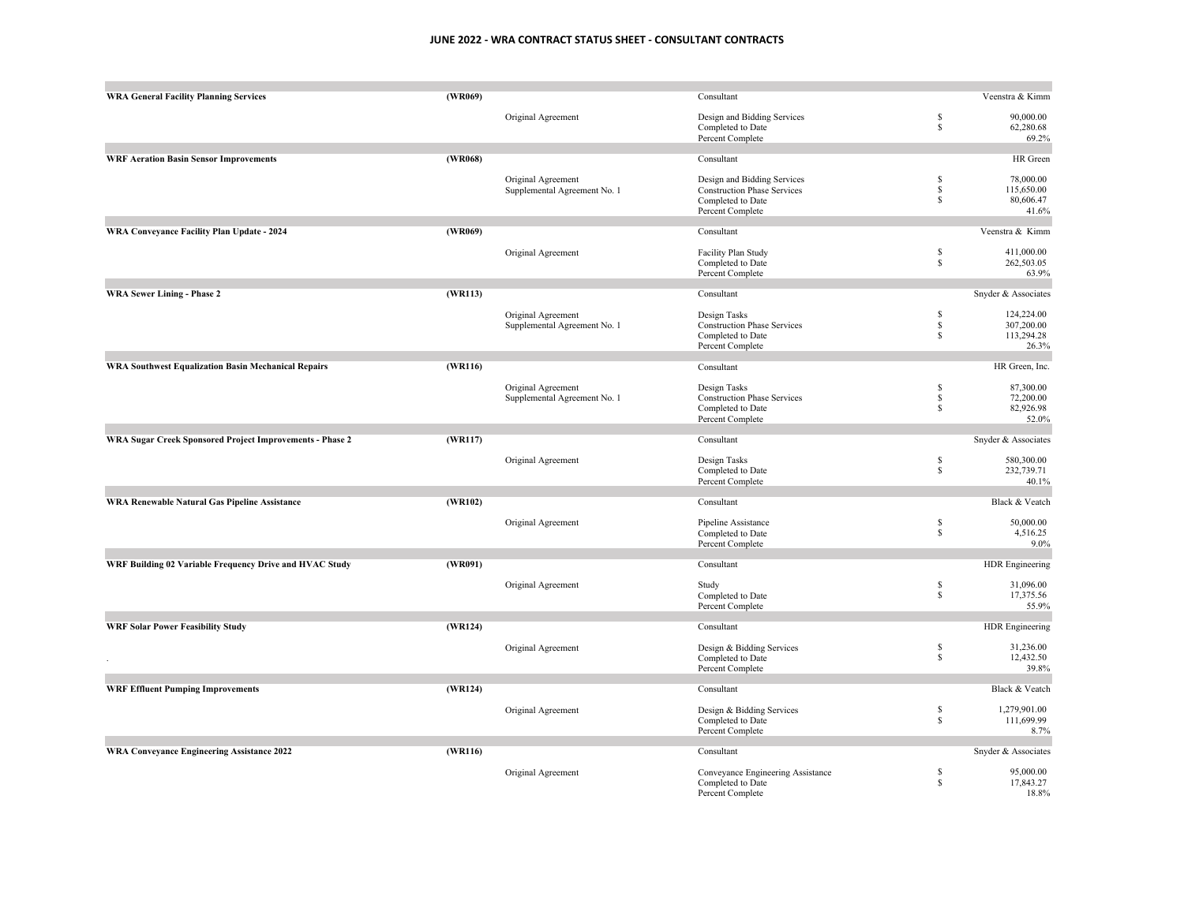# JUNE 2022 - WRA CONTRACT STATUS SHEET - CONSULTANT CONTRACTS

| Project | No. | Agreement | Item | | Amount |
|---|---|---|---|---|---|
| **WRA General Facility Planning Services** | **(WR069)** | | Consultant | | Veenstra & Kimm |
| | | Original Agreement | Design and Bidding Services | $ | 90,000.00 |
| | | | Completed to Date | $ | 62,280.68 |
| | | | Percent Complete | | 69.2% |
| **WRF Aeration Basin Sensor Improvements** | **(WR068)** | | Consultant | | HR Green |
| | | Original Agreement | Design and Bidding Services | $ | 78,000.00 |
| | | Supplemental Agreement No. 1 | Construction Phase Services | $ | 115,650.00 |
| | | | Completed to Date | $ | 80,606.47 |
| | | | Percent Complete | | 41.6% |
| **WRA Conveyance Facility Plan Update - 2024** | **(WR069)** | | Consultant | | Veenstra & Kimm |
| | | Original Agreement | Facility Plan Study | $ | 411,000.00 |
| | | | Completed to Date | $ | 262,503.05 |
| | | | Percent Complete | | 63.9% |
| **WRA Sewer Lining - Phase 2** | **(WR113)** | | Consultant | | Snyder & Associates |
| | | Original Agreement | Design Tasks | $ | 124,224.00 |
| | | Supplemental Agreement No. 1 | Construction Phase Services | $ | 307,200.00 |
| | | | Completed to Date | $ | 113,294.28 |
| | | | Percent Complete | | 26.3% |
| **WRA Southwest Equalization Basin Mechanical Repairs** | **(WR116)** | | Consultant | | HR Green, Inc. |
| | | Original Agreement | Design Tasks | $ | 87,300.00 |
| | | Supplemental Agreement No. 1 | Construction Phase Services | $ | 72,200.00 |
| | | | Completed to Date | $ | 82,926.98 |
| | | | Percent Complete | | 52.0% |
| **WRA Sugar Creek Sponsored Project Improvements - Phase 2** | **(WR117)** | | Consultant | | Snyder & Associates |
| | | Original Agreement | Design Tasks | $ | 580,300.00 |
| | | | Completed to Date | $ | 232,739.71 |
| | | | Percent Complete | | 40.1% |
| **WRA Renewable Natural Gas Pipeline Assistance** | **(WR102)** | | Consultant | | Black & Veatch |
| | | Original Agreement | Pipeline Assistance | $ | 50,000.00 |
| | | | Completed to Date | $ | 4,516.25 |
| | | | Percent Complete | | 9.0% |
| **WRF Building 02 Variable Frequency Drive and HVAC Study** | **(WR091)** | | Consultant | | HDR Engineering |
| | | Original Agreement | Study | $ | 31,096.00 |
| | | | Completed to Date | $ | 17,375.56 |
| | | | Percent Complete | | 55.9% |
| **WRF Solar Power Feasibility Study** | **(WR124)** | | Consultant | | HDR Engineering |
| . | | Original Agreement | Design & Bidding Services | $ | 31,236.00 |
| | | | Completed to Date | $ | 12,432.50 |
| | | | Percent Complete | | 39.8% |
| **WRF Effluent Pumping Improvements** | **(WR124)** | | Consultant | | Black & Veatch |
| | | Original Agreement | Design & Bidding Services | $ | 1,279,901.00 |
| | | | Completed to Date | $ | 111,699.99 |
| | | | Percent Complete | | 8.7% |
| **WRA Conveyance Engineering Assistance 2022** | **(WR116)** | | Consultant | | Snyder & Associates |
| | | Original Agreement | Conveyance Engineering Assistance | $ | 95,000.00 |
| | | | Completed to Date | $ | 17,843.27 |
| | | | Percent Complete | | 18.8% |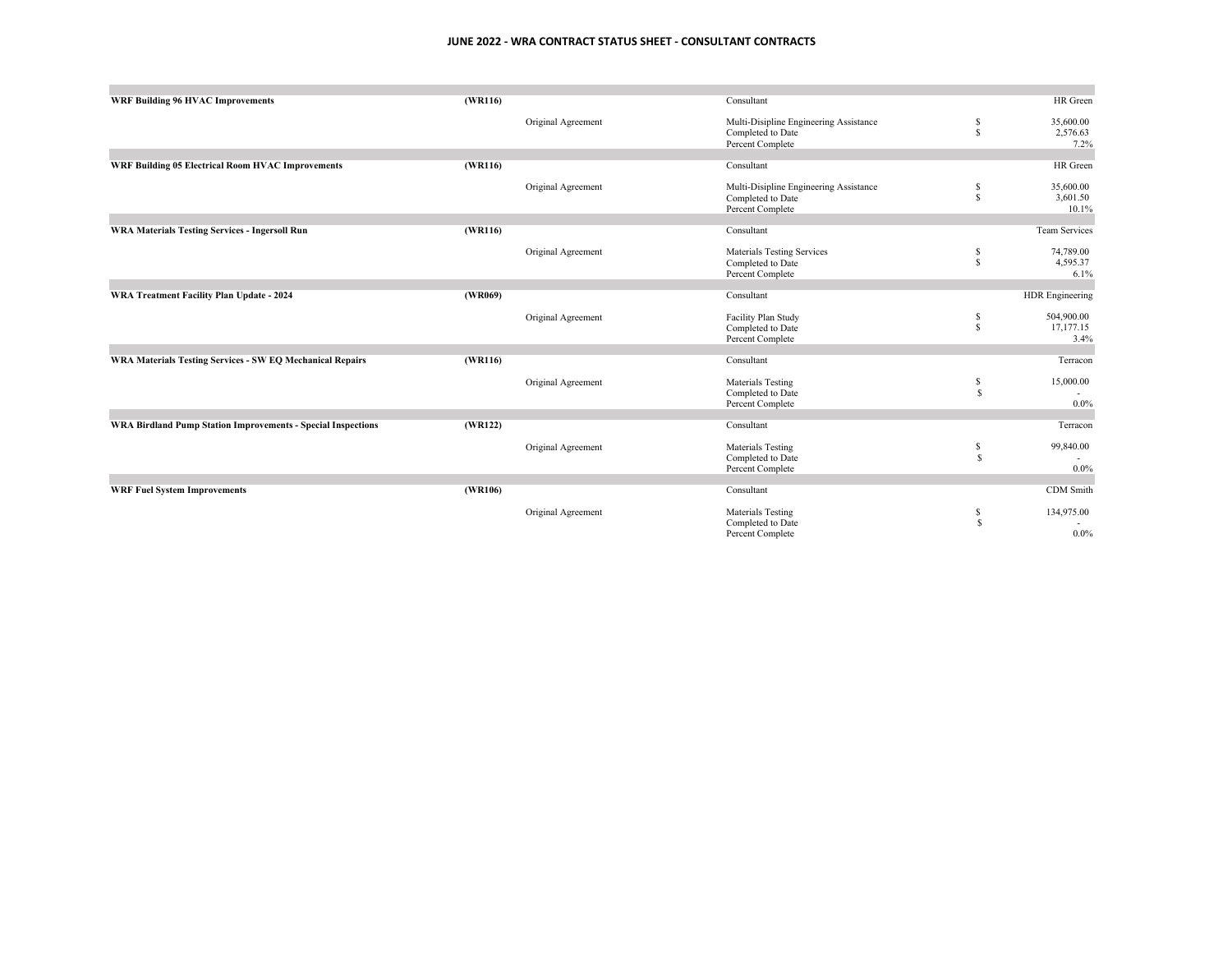## JUNE 2022 - WRA CONTRACT STATUS SHEET - CONSULTANT CONTRACTS

| | | | | | |
|---|---|---|---|---|---|
| **WRF Building 96 HVAC Improvements** | **(WR116)** | | Consultant | | HR Green |
| | | Original Agreement | Multi-Disipline Engineering Assistance | $ | 35,600.00 |
| | | | Completed to Date | $ | 2,576.63 |
| | | | Percent Complete | | 7.2% |
| **WRF Building 05 Electrical Room HVAC Improvements** | **(WR116)** | | Consultant | | HR Green |
| | | Original Agreement | Multi-Disipline Engineering Assistance | $ | 35,600.00 |
| | | | Completed to Date | $ | 3,601.50 |
| | | | Percent Complete | | 10.1% |
| **WRA Materials Testing Services - Ingersoll Run** | **(WR116)** | | Consultant | | Team Services |
| | | Original Agreement | Materials Testing Services | $ | 74,789.00 |
| | | | Completed to Date | $ | 4,595.37 |
| | | | Percent Complete | | 6.1% |
| **WRA Treatment Facility Plan Update - 2024** | **(WR069)** | | Consultant | | HDR Engineering |
| | | Original Agreement | Facility Plan Study | $ | 504,900.00 |
| | | | Completed to Date | $ | 17,177.15 |
| | | | Percent Complete | | 3.4% |
| **WRA Materials Testing Services - SW EQ Mechanical Repairs** | **(WR116)** | | Consultant | | Terracon |
| | | Original Agreement | Materials Testing | $ | 15,000.00 |
| | | | Completed to Date | $ | - |
| | | | Percent Complete | | 0.0% |
| **WRA Birdland Pump Station Improvements - Special Inspections** | **(WR122)** | | Consultant | | Terracon |
| | | Original Agreement | Materials Testing | $ | 99,840.00 |
| | | | Completed to Date | $ | - |
| | | | Percent Complete | | 0.0% |
| **WRF Fuel System Improvements** | **(WR106)** | | Consultant | | CDM Smith |
| | | Original Agreement | Materials Testing | $ | 134,975.00 |
| | | | Completed to Date | $ | - |
| | | | Percent Complete | | 0.0% |